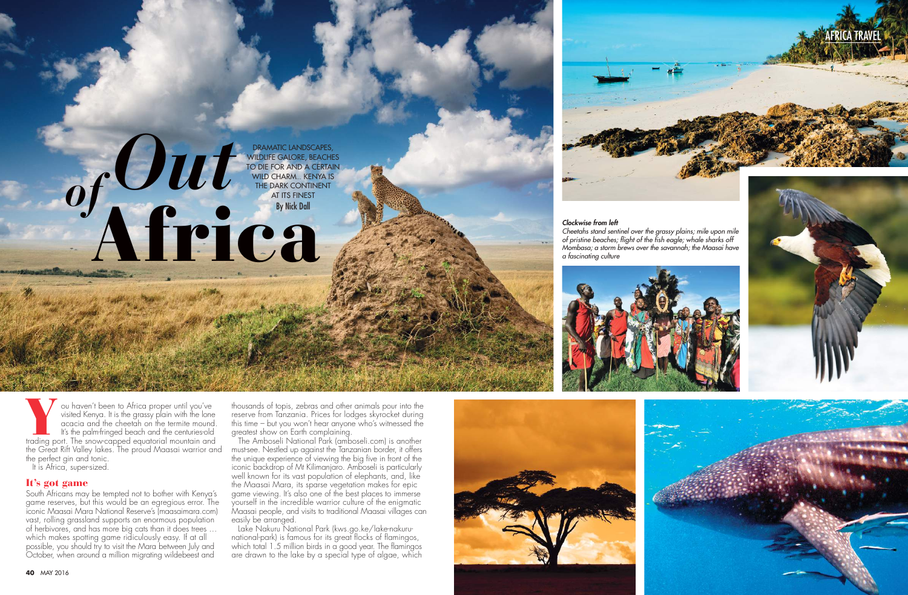# Out of Africa

DRAMATIC LANDSCAPES, WILDLIFE GALORE, BEACHES TO DIE FOR AND A CERTAIN WILD CHARM... KENYA IS THE DARK CONTINENT AT ITS FINEST

**By Nick Dall**

*Clockwise from left*

*Cheetahs stand sentinel over the grassy plains; mile upon mile of pristine beaches; flight of the fish eagle; whale sharks off Mombasa; a storm brews over the savannah; the Maasai have a fascinating culture*

You haven't been to Africa proper until you've visited Kenya. It is the grassy plain with the lone acacia and the cheetah on the termite mound. It's the palm-fringed beach and the centuries-old trading port. The snow-capped equatorial mountain and the Great Rift Valley lakes. The proud Maasai warrior and the perfect gin and tonic.

It is Africa, super-sized.

## It's got game

South Africans may be tempted not to bother with Kenya's game reserves, but this would be an egregious error. The iconic Maasai Mara National Reserve's (maasaimara.com) vast, rolling grassland supports an enormous population of herbivores, and has more big cats than it does trees … which makes spotting game ridiculously easy. If at all possible, you should try to visit the Mara between July and October, when around a million migrating wildebeest and thousands of topis, zebras and other animals pour into the reserve from Tanzania. Prices for lodges skyrocket during this time – but you won't hear anyone who's witnessed the greatest show on Earth complaining.

The Amboseli National Park (amboseli.com) is another must-see. Nestled up against the Tanzanian border, it offers the unique experience of viewing the big five in front of the iconic backdrop of Mt Kilimanjaro. Amboseli is particularly well known for its vast population of elephants, and, like the Maasai Mara, its sparse vegetation makes for epic game viewing. It's also one of the best places to immerse yourself in the incredible warrior culture of the enigmatic Maasai people, and visits to traditional Maasai villages can easily be arranged.

Lake Nakuru National Park (kws.go.ke/lake-nakuru-national-park) is famous for its great flocks of flamingos, which total 1.5 million birds in a good year. The flamingos are drawn to the lake by a special type of algae, which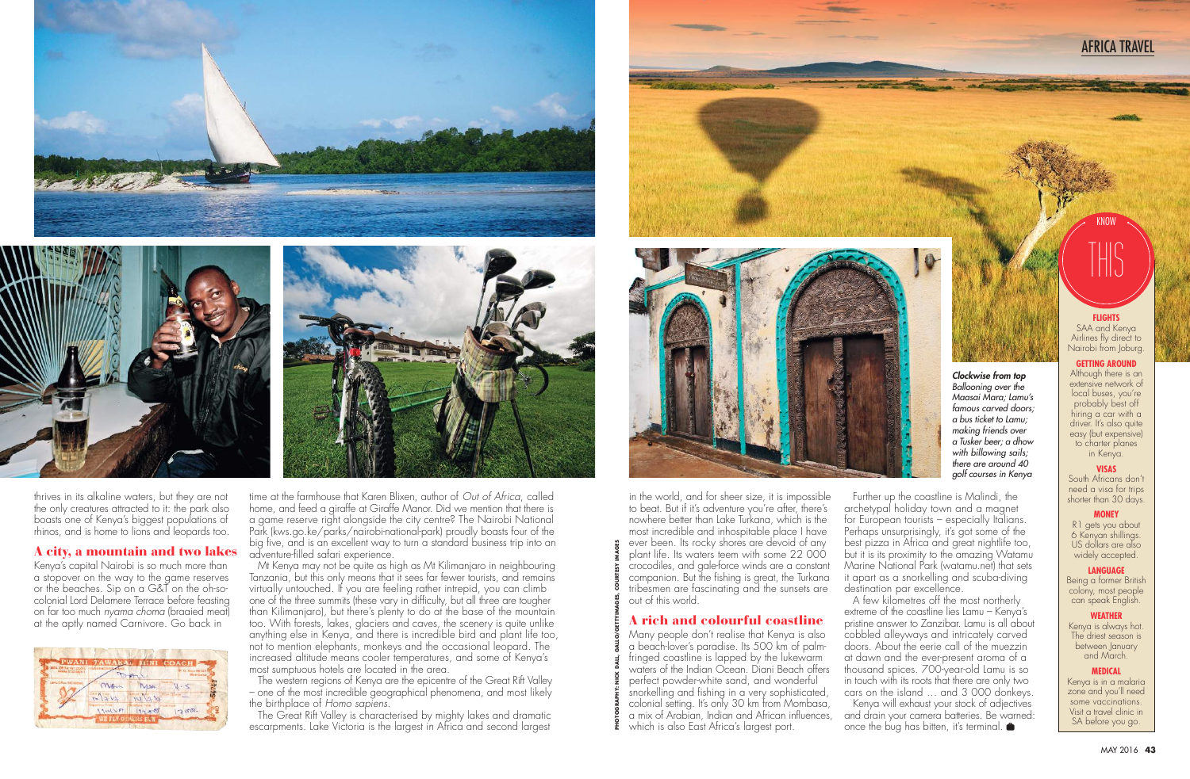thrives in its alkaline waters, but they are not the only creatures attracted to it: the park also boasts one of Kenya's biggest populations of rhinos, and is home to lions and leopards too.

## A city, a mountain and two lakes

Kenya's capital Nairobi is so much more than a stopover on the way to the game reserves or the beaches. Sip on a G&T on the oh-so-colonial Lord Delamere Terrace before feasting on far too much *nyama choma* (braaied meat) at the aptly named Carnivore. Go back in time at the farmhouse that Karen Blixen, author of *Out of Africa*, called home, and feed a giraffe at Giraffe Manor. Did we mention that there is a game reserve right alongside the city centre? The Nairobi National Park (kws.go.ke/parks/nairobi-national-park) proudly boasts four of the big five, and is an excellent way to turn a standard business trip into an adventure-filled safari experience.

Mt Kenya may not be quite as high as Mt Kilimanjaro in neighbouring Tanzania, but this only means that it sees far fewer tourists, and remains virtually untouched. If you are feeling rather intrepid, you can climb one of the three summits (these vary in difficulty, but all three are tougher than Kilimanjaro), but there's plenty to do at the base of the mountain too. With forests, lakes, glaciers and caves, the scenery is quite unlike anything else in Kenya, and there is incredible bird and plant life too, not to mention elephants, monkeys and the occasional leopard. The increased altitude means cooler temperatures, and some of Kenya's most sumptuous hotels are located in the area.

The western regions of Kenya are the epicentre of the Great Rift Valley – one of the most incredible geographical phenomena, and most likely the birthplace of *Homo sapiens*.

The Great Rift Valley is characterised by mighty lakes and dramatic escarpments. Lake Victoria is the largest in Africa and second largest in the world, and for sheer size, it is impossible to beat. But if it's adventure you're after, there's nowhere better than Lake Turkana, which is the most incredible and inhospitable place I have ever been. Its rocky shores are devoid of any plant life. Its waters teem with some 22 000 crocodiles, and gale-force winds are a constant companion. But the fishing is great, the Turkana tribesmen are fascinating and the sunsets are out of this world.

## A rich and colourful coastline

Many people don't realise that Kenya is also a beach-lover's paradise. Its 500 km of palm-fringed coastline is lapped by the lukewarm waters of the Indian Ocean. Diani Beach offers perfect powder-white sand, and wonderful snorkelling and fishing in a very sophisticated, colonial setting. It's only 30 km from Mombasa, a mix of Arabian, Indian and African influences, which is also East Africa's largest port.

Further up the coastline is Malindi, the archetypal holiday town and a magnet for European tourists – especially Italians. Perhaps unsurprisingly, it's got some of the best pizza in Africa and great nightlife too, but it is its proximity to the amazing Watamu Marine National Park (watamu.net) that sets it apart as a snorkelling and scuba-diving destination par excellence.

A few kilometres off the most northerly extreme of the coastline lies Lamu – Kenya's pristine answer to Zanzibar. Lamu is all about cobbled alleyways and intricately carved doors. About the eerie call of the muezzin at dawn and the ever-present aroma of a thousand spices. 700-year-old Lamu is so in touch with its roots that there are only two cars on the island … and 3 000 donkeys.

Kenya will exhaust your stock of adjectives and drain your camera batteries. Be warned: once the bug has bitten, it's terminal.

*Clockwise from top Ballooning over the Maasai Mara; Lamu's famous carved doors; a bus ticket to Lamu; making friends over a Tusker beer; a dhow with billowing sails; there are around 40 golf courses in Kenya*

PHOTOGRAPHY: NICK DALL, GALLO/GETTYIMAGES, COURTESY IMAGES

### KNOW THIS

**FLIGHTS**
SAA and Kenya Airlines fly direct to Nairobi from Joburg.

**GETTING AROUND**
Although there is an extensive network of local buses, you're probably best off hiring a car with a driver. It's also quite easy (but expensive) to charter planes in Kenya.

**VISAS**
South Africans don't need a visa for trips shorter than 30 days.

**MONEY**
R1 gets you about 6 Kenyan shillings. US dollars are also widely accepted.

**LANGUAGE**
Being a former British colony, most people can speak English.

**WEATHER**
Kenya is always hot. The driest season is between January and March.

**MEDICAL**
Kenya is in a malaria zone and you'll need some vaccinations. Visit a travel clinic in SA before you go.